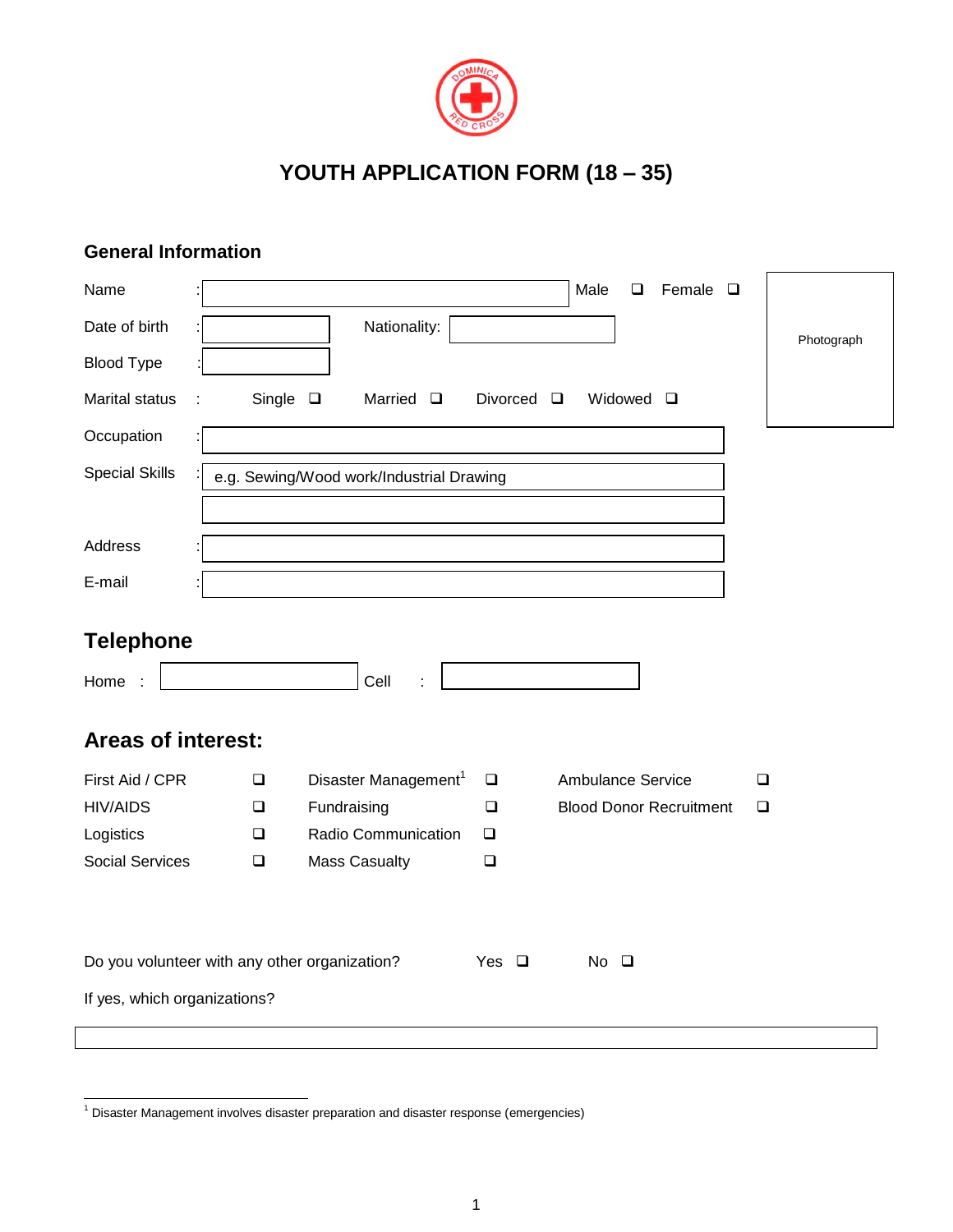# YOUTH APPLICATION FORM (18 – 35)

## General Information

Name : ______________________ Male ❑ Female ❑

Photograph

Date of birth : __________ Nationality: __________

Blood Type : __________

Marital status : Single ❑ Married ❑ Divorced ❑ Widowed ❑

Occupation : ______________________

Special Skills : e.g. Sewing/Wood work/Industrial Drawing

______________________

Address : ______________________

E-mail : ______________________

## Telephone

Home : __________ Cell : __________

## Areas of interest:

| | | | | | |
|---|---|---|---|---|---|
| First Aid / CPR | ❑ | Disaster Management[1] | ❑ | Ambulance Service | ❑ |
| HIV/AIDS | ❑ | Fundraising | ❑ | Blood Donor Recruitment | ❑ |
| Logistics | ❑ | Radio Communication | ❑ | | |
| Social Services | ❑ | Mass Casualty | ❑ | | |

Do you volunteer with any other organization? Yes ❑ No ❑

If yes, which organizations?

______________________

[1] Disaster Management involves disaster preparation and disaster response (emergencies)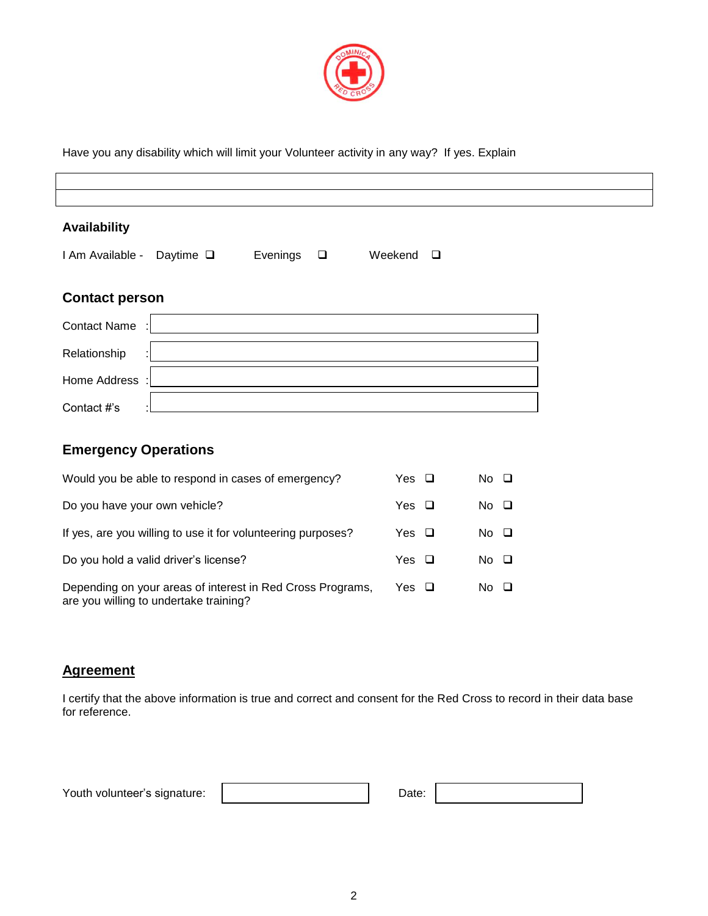Have you any disability which will limit your Volunteer activity in any way? If yes. Explain

| |
|---|
| |

## Availability

I Am Available - Daytime ❑ Evenings ❑ Weekend ❑

## Contact person

Contact Name :

Relationship :

Home Address :

Contact #'s :

## Emergency Operations

| | | |
|---|---|---|
| Would you be able to respond in cases of emergency? | Yes ❑ | No ❑ |
| Do you have your own vehicle? | Yes ❑ | No ❑ |
| If yes, are you willing to use it for volunteering purposes? | Yes ❑ | No ❑ |
| Do you hold a valid driver's license? | Yes ❑ | No ❑ |
| Depending on your areas of interest in Red Cross Programs, are you willing to undertake training? | Yes ❑ | No ❑ |

## Agreement

I certify that the above information is true and correct and consent for the Red Cross to record in their data base for reference.

Youth volunteer's signature: Date: